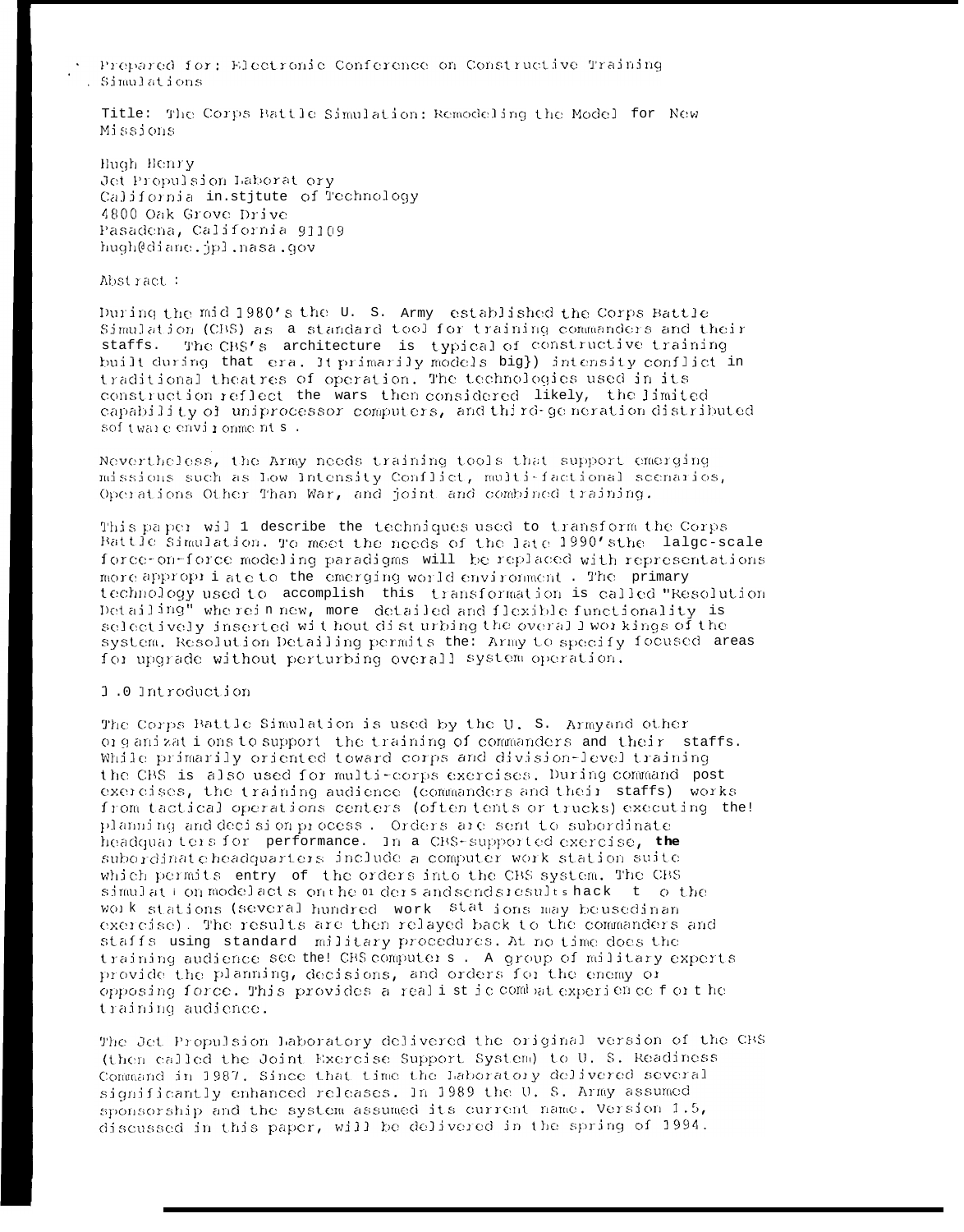Prepared for: Electronic Conference on Constructive Training Simulations

**Title:** The Corps Battle Simulation: Remodeling the Model for New Missions

Hugh Henry
Jet Propulsion Laboratory
California Institute of Technology
4800 Oak Grove Drive
Pasadena, California 91109
hugh@diane.jpl.nasa.gov

Abstract:

During the mid 1980's the U. S. Army established the Corps Battle Simulation (CBS) as a standard tool for training commanders and their staffs. The CBS's architecture is typical of constructive training built during that era. It primarily models high intensity conflict in traditional theatres of operation. The technologies used in its construction reflect the wars then considered likely, the limited capability of uniprocessor computers, and third-generation distributed software environments.

Nevertheless, the Army needs training tools that support emerging missions such as Low Intensity Conflict, multi-factional scenarios, Operations Other Than War, and joint and combined training.

This paper will describe the techniques used to transform the Corps Battle Simulation. To meet the needs of the late 1990's the large-scale force-on-force modeling paradigms will be replaced with representations more appropriate to the emerging world environment. The primary technology used to accomplish this transformation is called "Resolution Detailing" wherein new, more detailed and flexible functionality is selectively inserted without disturbing the overall workings of the system. Resolution Detailing permits the Army to specify focused areas for upgrade without perturbing overall system operation.

## 1.0 Introduction

The Corps Battle Simulation is used by the U. S. Army and other organizations to support the training of commanders and their staffs. While primarily oriented toward corps and division-level training the CBS is also used for multi-corps exercises. During command post exercises, the training audience (commanders and their staffs) works from tactical operations centers (often tents or trucks) executing the planning and decision process. Orders are sent to subordinate headquarters for performance. In a CBS-supported exercise, the subordinate headquarters include a computer work station suite which permits entry of the orders into the CBS system. The CBS simulation model acts on the orders and sends results back to the work stations (several hundred work stations may be used in an exercise). The results are then relayed back to the commanders and staffs using standard military procedures. At no time does the training audience see the CBS computers. A group of military experts provide the planning, decisions, and orders for the enemy or opposing force. This provides a realistic combat experience for the training audience.

The Jet Propulsion Laboratory delivered the original version of the CBS (then called the Joint Exercise Support System) to U. S. Readiness Command in 1987. Since that time the Laboratory delivered several significantly enhanced releases. In 1989 the U. S. Army assumed sponsorship and the system assumed its current name. Version 1.5, discussed in this paper, will be delivered in the spring of 1994.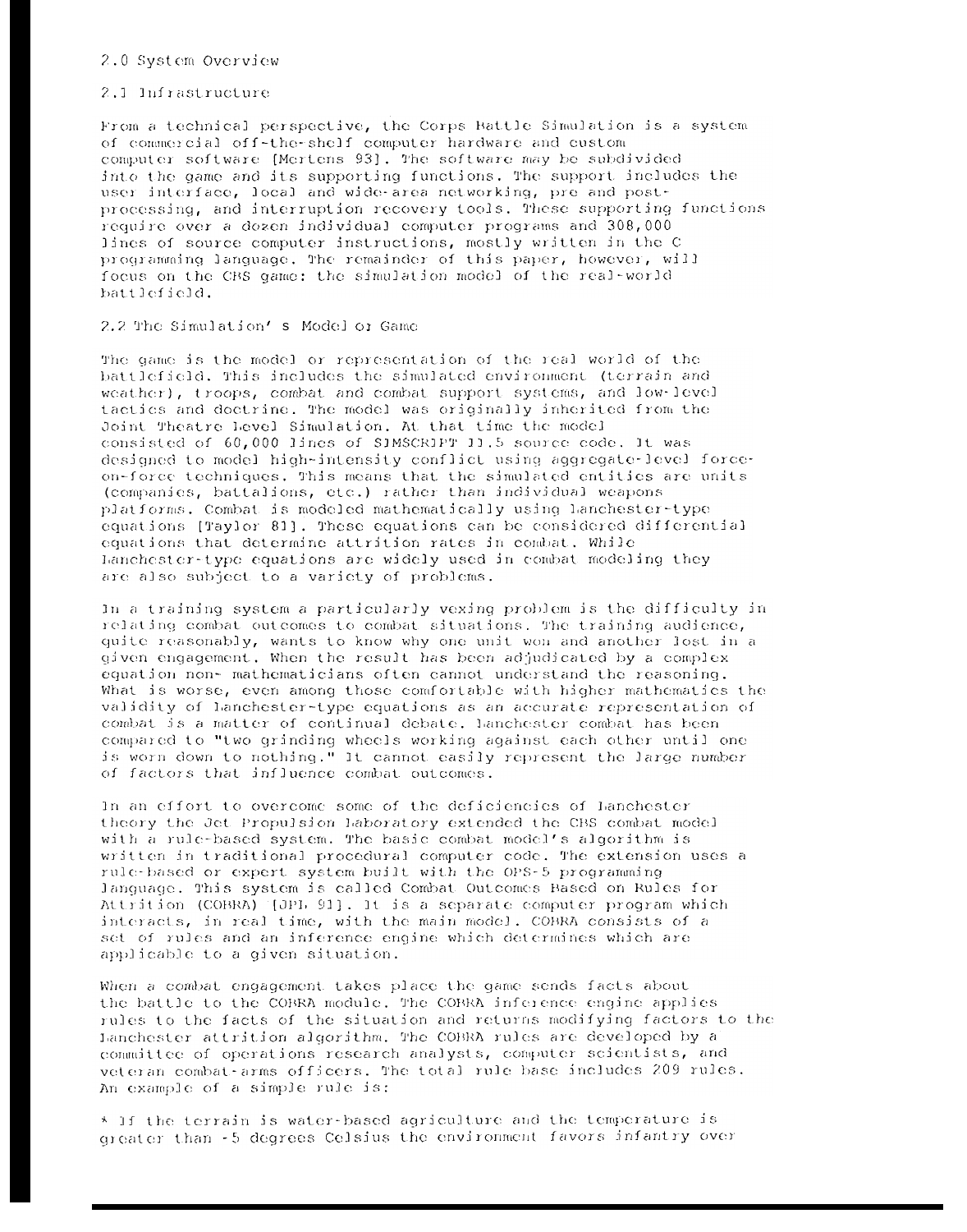## 2.0 System Overview

### 2.1 Infrastructure

From a technical perspective, the Corps Battle Simulation is a system of commercial off-the-shelf computer hardware and custom computer software [Mertens 93]. The software may be subdivided into the game and its supporting functions. The support includes the user interface, local and wide-area networking, pre and post-processing, and interruption recovery tools. These supporting functions require over a dozen individual computer programs and 308,000 lines of source computer instructions, mostly written in the C programming language. The remainder of this paper, however, will focus on the CBS game: the simulation model of the real-world battlefield.

### 2.2 The Simulation's Model or Game

The game is the model or representation of the real world of the battlefield. This includes the simulated environment (terrain and weather), troops, combat and combat support systems, and low-level tactics and doctrine. The model was originally inherited from the Joint Theatre Level Simulation. At that time the model consisted of 60,000 lines of SIMSCRIPT II.5 source code. It was designed to model high-intensity conflict using aggregate-level force-on-force techniques. This means that the simulated entities are units (companies, battalions, etc.) rather than individual weapons platforms. Combat is modeled mathematically using Lanchester-type equations [Taylor 81]. These equations can be considered differential equations that determine attrition rates in combat. While Lanchester-type equations are widely used in combat modeling they are also subject to a variety of problems.

In a training system a particularly vexing problem is the difficulty in relating combat outcomes to combat situations. The training audience, quite reasonably, wants to know why one unit won and another lost in a given engagement. When the result has been adjudicated by a complex equation non- mathematicians often cannot understand the reasoning. What is worse, even among those comfortable with higher mathematics the validity of Lanchester-type equations as an accurate representation of combat is a matter of continual debate. Lanchester combat has been compared to "two grinding wheels working against each other until one is worn down to nothing." It cannot easily represent the large number of factors that influence combat outcomes.

In an effort to overcome some of the deficiencies of Lanchester theory the Jet Propulsion Laboratory extended the CBS combat model with a rule-based system. The basic combat model's algorithm is written in traditional procedural computer code. The extension uses a rule-based or expert system built with the OPS-5 programming language. This system is called Combat Outcomes Based on Rules for Attrition (COBRA) [JPL 91]. It is a separate computer program which interacts, in real time, with the main model. COBRA consists of a set of rules and an inference engine which determines which are applicable to a given situation.

When a combat engagement takes place the game sends facts about the battle to the COBRA module. The COBRA inference engine applies rules to the facts of the situation and returns modifying factors to the Lanchester attrition algorithm. The COBRA rules are developed by a committee of operations research analysts, computer scientists, and veteran combat-arms officers. The total rule base includes 209 rules. An example of a simple rule is:

* If the terrain is water-based agriculture and the temperature is greater than -5 degrees Celsius the environment favors infantry over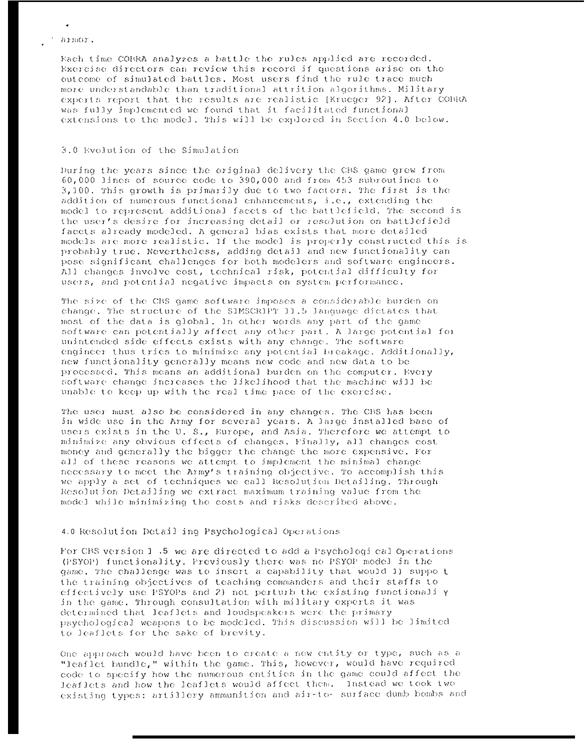armor.

Each time COBRA analyzes a battle the rules applied are recorded. Exercise directors can review this record if questions arise on the outcome of simulated battles. Most users find the rule trace much more understandable than traditional attrition algorithms. Military experts report that the results are realistic [Krueger 92]. After COBRA was fully implemented we found that it facilitated functional extensions to the model. This will be explored in Section 4.0 below.

## 3.0 Evolution of the Simulation

During the years since the original delivery the CBS game grew from 60,000 lines of source code to 390,000 and from 453 subroutines to 3,100. This growth is primarily due to two factors. The first is the addition of numerous functional enhancements, i.e., extending the model to represent additional facets of the battlefield. The second is the user's desire for increasing detail or resolution on battlefield facets already modeled. A general bias exists that more detailed models are more realistic. If the model is properly constructed this is probably true. Nevertheless, adding detail and new functionality can pose significant challenges for both modelers and software engineers. All changes involve cost, technical risk, potential difficulty for users, and potential negative impacts on system performance.

The size of the CBS game software imposes a considerable burden on change. The structure of the SIMSCRIPT II.5 language dictates that most of the data is global. In other words any part of the game software can potentially affect any other part. A large potential for unintended side effects exists with any change. The software engineer thus tries to minimize any potential breakage. Additionally, new functionality generally means new code and new data to be processed. This means an additional burden on the computer. Every software change increases the likelihood that the machine will be unable to keep up with the real time pace of the exercise.

The user must also be considered in any changes. The CBS has been in wide use in the Army for several years. A large installed base of users exists in the U. S., Europe, and Asia. Therefore we attempt to minimize any obvious effects of changes. Finally, all changes cost money and generally the bigger the change the more expensive. For all of these reasons we attempt to implement the minimal change necessary to meet the Army's training objective. To accomplish this we apply a set of techniques we call Resolution Detailing. Through Resolution Detailing we extract maximum training value from the model while minimizing the costs and risks described above.

## 4.0 Resolution Detailing Psychological Operations

For CBS version 1.5 we are directed to add a Psychological Operations (PSYOP) functionality. Previously there was no PSYOP model in the game. The challenge was to insert a capability that would 1) support the training objectives of teaching commanders and their staffs to effectively use PSYOPs and 2) not perturb the existing functionality in the game. Through consultation with military experts it was determined that leaflets and loudspeakers were the primary psychological weapons to be modeled. This discussion will be limited to leaflets for the sake of brevity.

One approach would have been to create a new entity or type, such as a "leaflet bundle," within the game. This, however, would have required code to specify how the numerous entities in the game could affect the leaflets and how the leaflets would affect them. Instead we took two existing types: artillery ammunition and air-to- surface dumb bombs and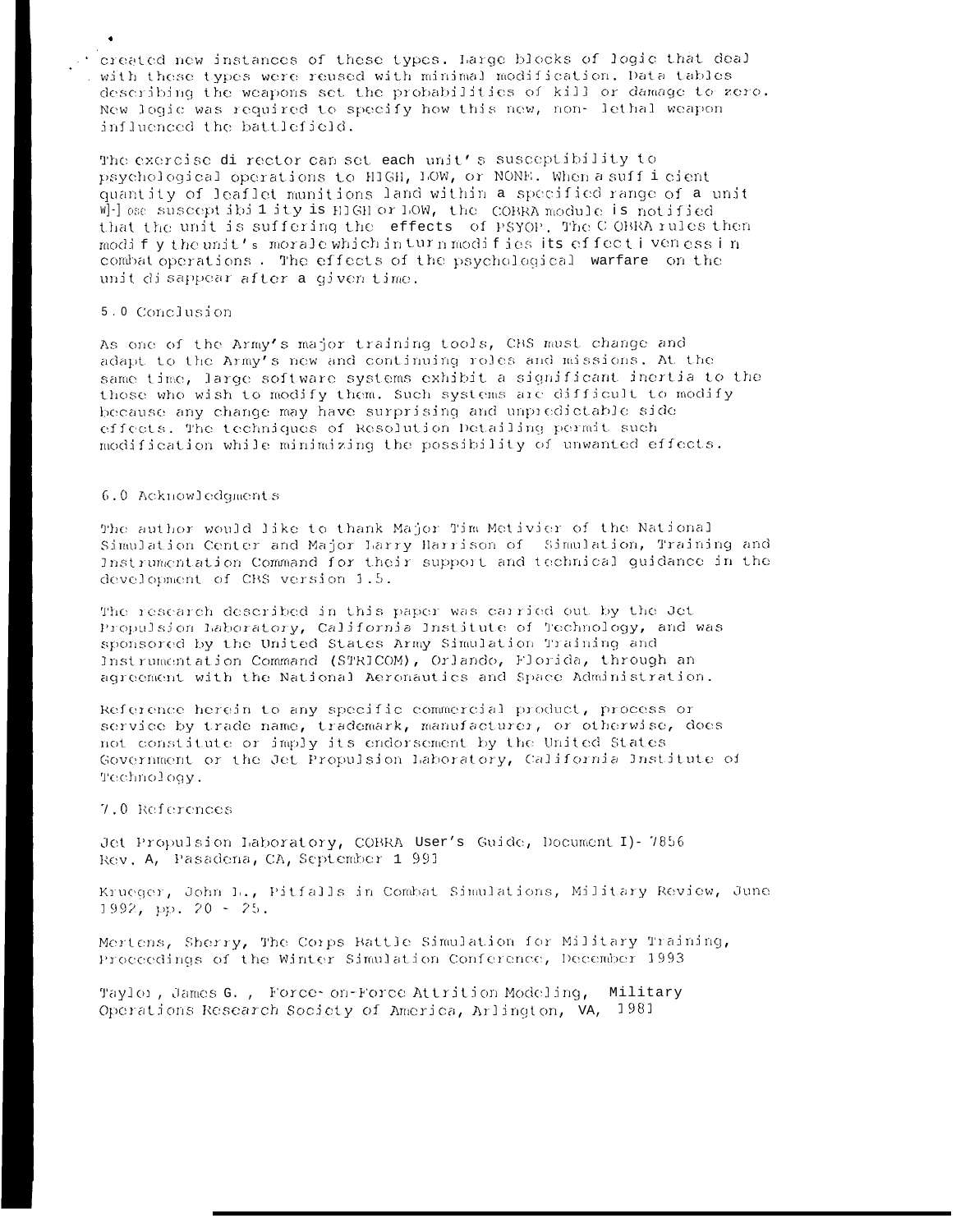created new instances of these types. Large blocks of logic that deal with these types were reused with minimal modification. Data tables describing the weapons set the probabilities of kill or damage to zero. New logic was required to specify how this new, non- lethal weapon influenced the battlefield.

The exercise director can set each unit's susceptibility to psychological operations to HIGH, LOW, or NONE. When a sufficient quantity of leaflet munitions land within a specified range of a unit whose susceptibility is HIGH or LOW, the COBRA module is notified that the unit is suffering the effects of PSYOP. The COBRA rules then modify the unit's morale which in turn modifies its effectiveness in combat operations. The effects of the psychological warfare on the unit disappear after a given time.

## 5.0 Conclusion

As one of the Army's major training tools, CBS must change and adapt to the Army's new and continuing roles and missions. At the same time, large software systems exhibit a significant inertia to the those who wish to modify them. Such systems are difficult to modify because any change may have surprising and unpredictable side effects. The techniques of Resolution Detailing permit such modification while minimizing the possibility of unwanted effects.

## 6.0 Acknowledgments

The author would like to thank Major Tim Metivier of the National Simulation Center and Major Larry Harrison of Simulation, Training and Instrumentation Command for their support and technical guidance in the development of CBS version 1.5.

The research described in this paper was carried out by the Jet Propulsion Laboratory, California Institute of Technology, and was sponsored by the United States Army Simulation Training and Instrumentation Command (STRICOM), Orlando, Florida, through an agreement with the National Aeronautics and Space Administration.

Reference herein to any specific commercial product, process or service by trade name, trademark, manufacturer, or otherwise, does not constitute or imply its endorsement by the United States Government or the Jet Propulsion Laboratory, California Institute of Technology.

## 7.0 References

Jet Propulsion Laboratory, COBRA User's Guide, Document D- 7856 Rev. A, Pasadena, CA, September 1991

Krueger, John L., Pitfalls in Combat Simulations, Military Review, June 1992, pp. 20 - 25.

Mertens, Sherry, The Corps Battle Simulation for Military Training, Proceedings of the Winter Simulation Conference, December 1993

Taylor, James G., Force-on-Force Attrition Modeling, Military Operations Research Society of America, Arlington, VA, 1981